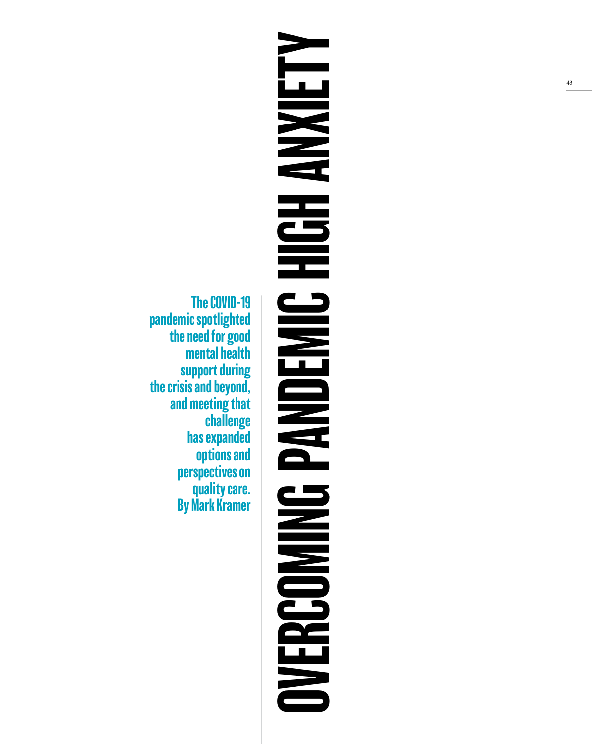# OVERCOMING PANDEMIC HIGH ANXIETY

**The COVID-19 pandemic spotlighted the need for good mental health support during the crisis and beyond, and meeting that challenge has expanded options and perspectives on quality care.**

**By Mark Kramer**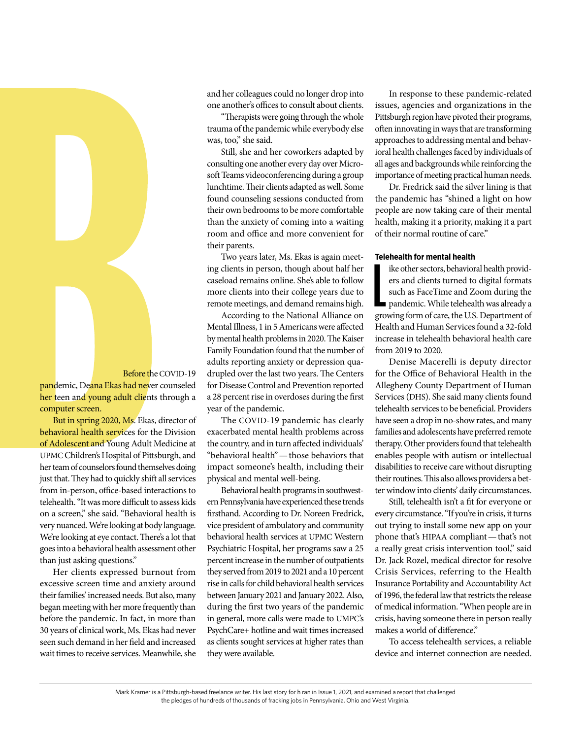Before the COVID-19 pandemic, Deana Ekas had never counseled her teen and young adult clients through a computer screen.

But in spring 2020, Ms. Ekas, director of behavioral health services for the Division of Adolescent and Young Adult Medicine at UPMC Children's Hospital of Pittsburgh, and her team of counselors found themselves doing just that. They had to quickly shift all services from in-person, office-based interactions to telehealth. "It was more difficult to assess kids on a screen," she said. "Behavioral health is very nuanced. We're looking at body language. We're looking at eye contact. There's a lot that goes into a behavioral health assessment other than just asking questions."

Her clients expressed burnout from excessive screen time and anxiety around their families' increased needs. But also, many began meeting with her more frequently than before the pandemic. In fact, in more than 30 years of clinical work, Ms. Ekas had never seen such demand in her field and increased wait times to receive services. Meanwhile, she and her colleagues could no longer drop into one another's offices to consult about clients.

"Therapists were going through the whole trauma of the pandemic while everybody else was, too," she said.

Still, she and her coworkers adapted by consulting one another every day over Microsoft Teams videoconferencing during a group lunchtime. Their clients adapted as well. Some found counseling sessions conducted from their own bedrooms to be more comfortable than the anxiety of coming into a waiting room and office and more convenient for their parents.

Two years later, Ms. Ekas is again meeting clients in person, though about half her caseload remains online. She's able to follow more clients into their college years due to remote meetings, and demand remains high.

According to the National Alliance on Mental Illness, 1 in 5 Americans were affected by mental health problems in 2020. The Kaiser Family Foundation found that the number of adults reporting anxiety or depression quadrupled over the last two years. The Centers for Disease Control and Prevention reported a 28 percent rise in overdoses during the first year of the pandemic.

The COVID-19 pandemic has clearly exacerbated mental health problems across the country, and in turn affected individuals' "behavioral health" — those behaviors that impact someone's health, including their physical and mental well-being.

Behavioral health programs in southwestern Pennsylvania have experienced these trends firsthand. According to Dr. Noreen Fredrick, vice president of ambulatory and community behavioral health services at UPMC Western Psychiatric Hospital, her programs saw a 25 percent increase in the number of outpatients they served from 2019 to 2021 and a 10 percent rise in calls for child behavioral health services between January 2021 and January 2022. Also, during the first two years of the pandemic in general, more calls were made to UMPC's PsychCare+ hotline and wait times increased as clients sought services at higher rates than they were available.

In response to these pandemic-related issues, agencies and organizations in the Pittsburgh region have pivoted their programs, often innovating in ways that are transforming approaches to addressing mental and behavioral health challenges faced by individuals of all ages and backgrounds while reinforcing the importance of meeting practical human needs.

Dr. Fredrick said the silver lining is that the pandemic has "shined a light on how people are now taking care of their mental health, making it a priority, making it a part of their normal routine of care."

#### Telehealth for mental health

Like other sectors, behavioral health providers and clients turned to digital formats such as FaceTime and Zoom during the pandemic. While telehealth was already a growing form of care, the U.S. Department of Health and Human Services found a 32-fold increase in telehealth behavioral health care from 2019 to 2020.

Denise Macerelli is deputy director for the Office of Behavioral Health in the Allegheny County Department of Human Services (DHS). She said many clients found telehealth services to be beneficial. Providers have seen a drop in no-show rates, and many families and adolescents have preferred remote therapy. Other providers found that telehealth enables people with autism or intellectual disabilities to receive care without disrupting their routines. This also allows providers a better window into clients' daily circumstances.

Still, telehealth isn't a fit for everyone or every circumstance. "If you're in crisis, it turns out trying to install some new app on your phone that's HIPAA compliant — that's not a really great crisis intervention tool," said Dr. Jack Rozel, medical director for resolve Crisis Services, referring to the Health Insurance Portability and Accountability Act of 1996, the federal law that restricts the release of medical information. "When people are in crisis, having someone there in person really makes a world of difference."

To access telehealth services, a reliable device and internet connection are needed.

---

Mark Kramer is a Pittsburgh-based freelance writer. His last story for h ran in Issue 1, 2021, and examined a report that challenged the pledges of hundreds of thousands of fracking jobs in Pennsylvania, Ohio and West Virginia.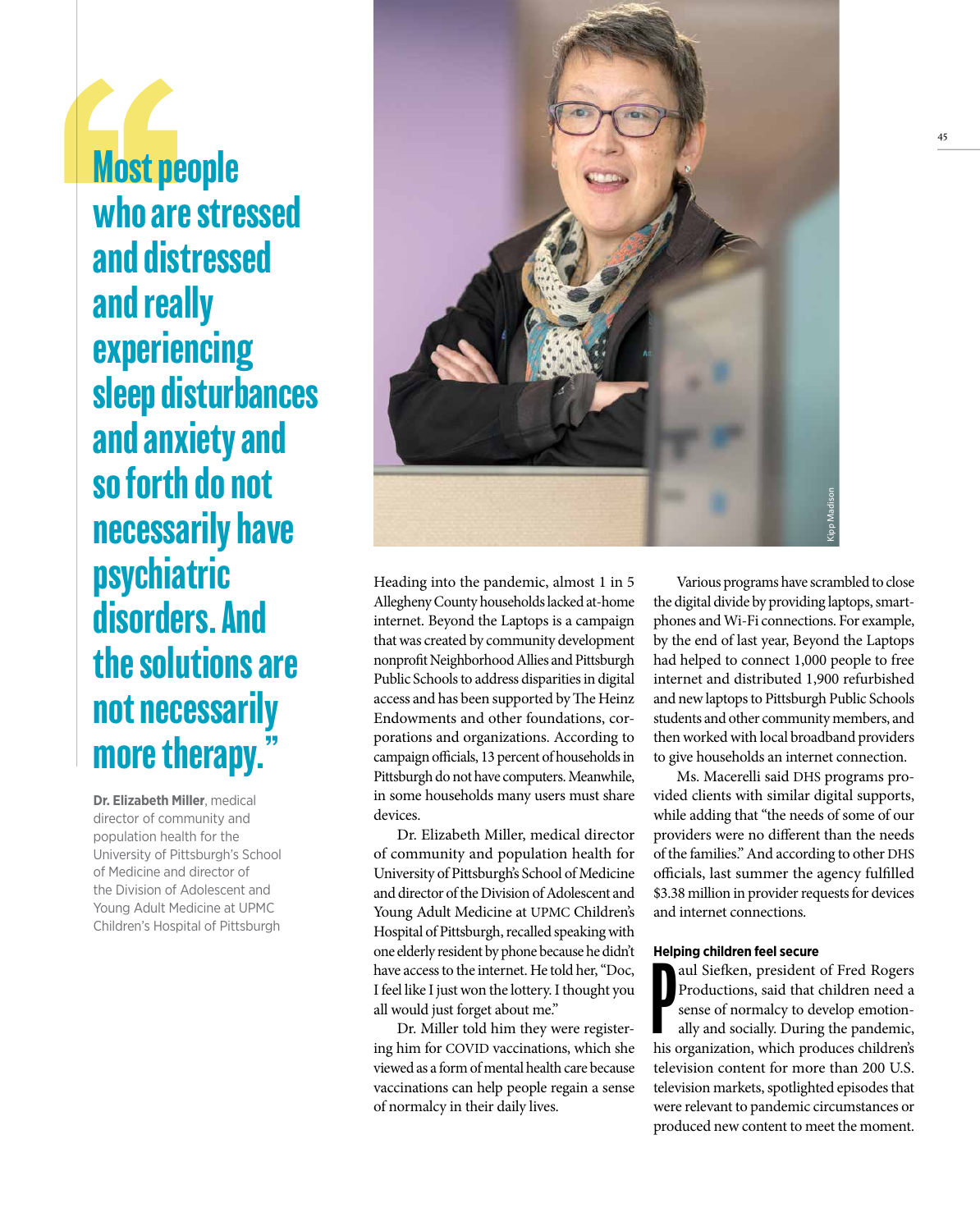> "Most people who are stressed and distressed and really experiencing sleep disturbances and anxiety and so forth do not necessarily have psychiatric disorders. And the solutions are not necessarily more therapy."

**Dr. Elizabeth Miller**, medical director of community and population health for the University of Pittsburgh's School of Medicine and director of the Division of Adolescent and Young Adult Medicine at UPMC Children's Hospital of Pittsburgh

Kipp Madison

Heading into the pandemic, almost 1 in 5 Allegheny County households lacked at-home internet. Beyond the Laptops is a campaign that was created by community development nonprofit Neighborhood Allies and Pittsburgh Public Schools to address disparities in digital access and has been supported by The Heinz Endowments and other foundations, corporations and organizations. According to campaign officials, 13 percent of households in Pittsburgh do not have computers. Meanwhile, in some households many users must share devices.

Dr. Elizabeth Miller, medical director of community and population health for University of Pittsburgh's School of Medicine and director of the Division of Adolescent and Young Adult Medicine at UPMC Children's Hospital of Pittsburgh, recalled speaking with one elderly resident by phone because he didn't have access to the internet. He told her, "Doc, I feel like I just won the lottery. I thought you all would just forget about me."

Dr. Miller told him they were registering him for COVID vaccinations, which she viewed as a form of mental health care because vaccinations can help people regain a sense of normalcy in their daily lives.

Various programs have scrambled to close the digital divide by providing laptops, smartphones and Wi-Fi connections. For example, by the end of last year, Beyond the Laptops had helped to connect 1,000 people to free internet and distributed 1,900 refurbished and new laptops to Pittsburgh Public Schools students and other community members, and then worked with local broadband providers to give households an internet connection.

Ms. Macerelli said DHS programs provided clients with similar digital supports, while adding that "the needs of some of our providers were no different than the needs of the families." And according to other DHS officials, last summer the agency fulfilled $3.38 million in provider requests for devices and internet connections.

### Helping children feel secure

Paul Siefken, president of Fred Rogers Productions, said that children need a sense of normalcy to develop emotionally and socially. During the pandemic, his organization, which produces children's television content for more than 200 U.S. television markets, spotlighted episodes that were relevant to pandemic circumstances or produced new content to meet the moment.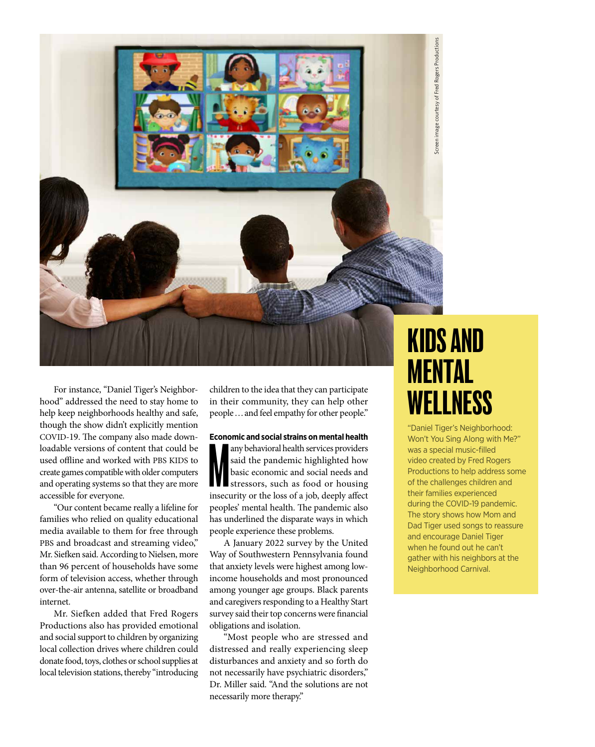For instance, "Daniel Tiger's Neighborhood" addressed the need to stay home to help keep neighborhoods healthy and safe, though the show didn't explicitly mention COVID-19. The company also made downloadable versions of content that could be used offline and worked with PBS KIDS to create games compatible with older computers and operating systems so that they are more accessible for everyone.

"Our content became really a lifeline for families who relied on quality educational media available to them for free through PBS and broadcast and streaming video," Mr. Siefken said. According to Nielsen, more than 96 percent of households have some form of television access, whether through over-the-air antenna, satellite or broadband internet.

Mr. Siefken added that Fred Rogers Productions also has provided emotional and social support to children by organizing local collection drives where children could donate food, toys, clothes or school supplies at local television stations, thereby "introducing children to the idea that they can participate in their community, they can help other people ... and feel empathy for other people."

**Economic and social strains on mental health**

Many behavioral health services providers said the pandemic highlighted how basic economic and social needs and stressors, such as food or housing insecurity or the loss of a job, deeply affect peoples' mental health. The pandemic also has underlined the disparate ways in which people experience these problems.

A January 2022 survey by the United Way of Southwestern Pennsylvania found that anxiety levels were highest among low-income households and most pronounced among younger age groups. Black parents and caregivers responding to a Healthy Start survey said their top concerns were financial obligations and isolation.

"Most people who are stressed and distressed and really experiencing sleep disturbances and anxiety and so forth do not necessarily have psychiatric disorders," Dr. Miller said. "And the solutions are not necessarily more therapy."

## KIDS AND MENTAL WELLNESS

"Daniel Tiger's Neighborhood: Won't You Sing Along with Me?" was a special music-filled video created by Fred Rogers Productions to help address some of the challenges children and their families experienced during the COVID-19 pandemic. The story shows how Mom and Dad Tiger used songs to reassure and encourage Daniel Tiger when he found out he can't gather with his neighbors at the Neighborhood Carnival.

Screen image courtesy of Fred Rogers Productions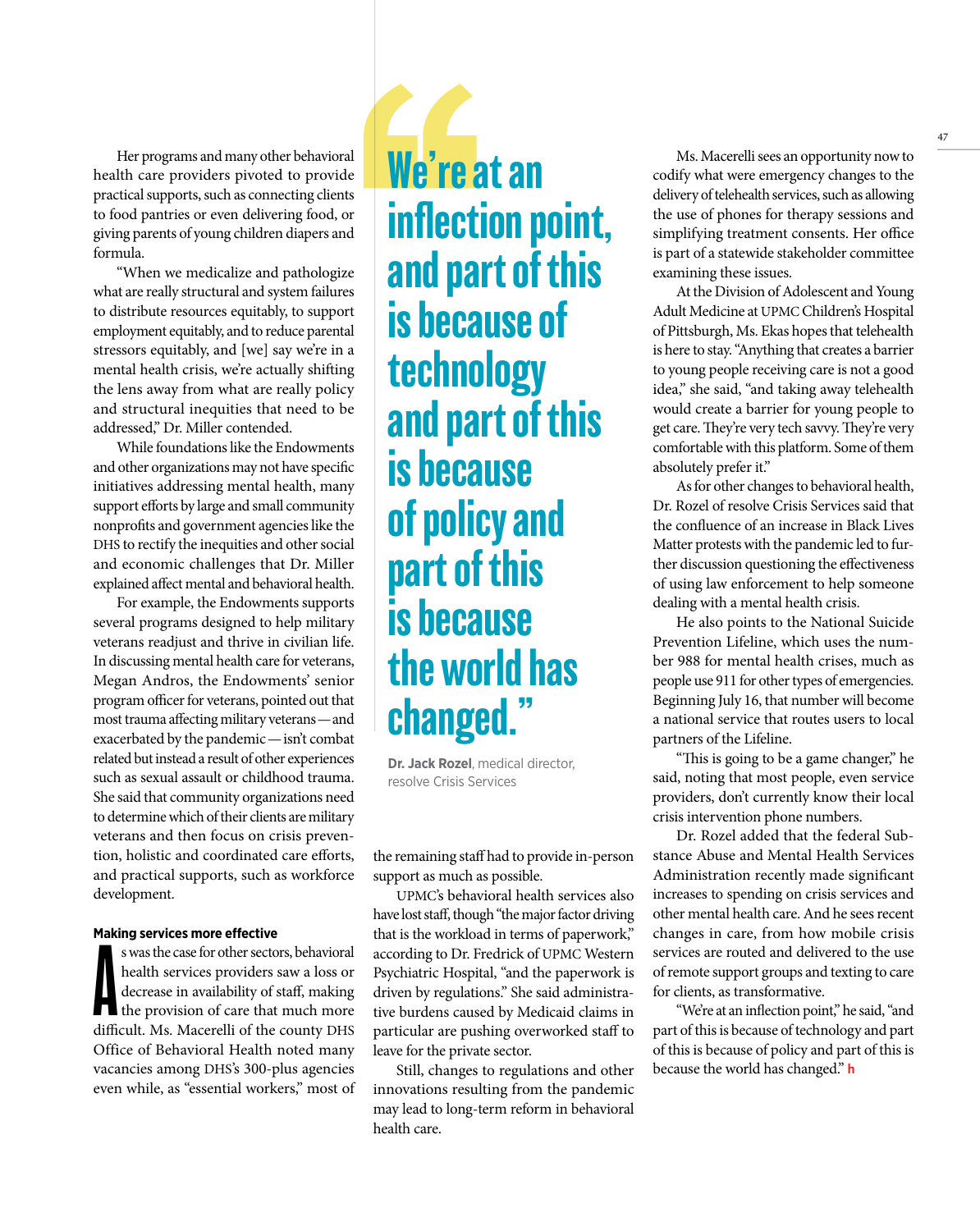Her programs and many other behavioral health care providers pivoted to provide practical supports, such as connecting clients to food pantries or even delivering food, or giving parents of young children diapers and formula.

"When we medicalize and pathologize what are really structural and system failures to distribute resources equitably, to support employment equitably, and to reduce parental stressors equitably, and [we] say we're in a mental health crisis, we're actually shifting the lens away from what are really policy and structural inequities that need to be addressed," Dr. Miller contended.

While foundations like the Endowments and other organizations may not have specific initiatives addressing mental health, many support efforts by large and small community nonprofits and government agencies like the DHS to rectify the inequities and other social and economic challenges that Dr. Miller explained affect mental and behavioral health.

For example, the Endowments supports several programs designed to help military veterans readjust and thrive in civilian life. In discussing mental health care for veterans, Megan Andros, the Endowments' senior program officer for veterans, pointed out that most trauma affecting military veterans — and exacerbated by the pandemic — isn't combat related but instead a result of other experiences such as sexual assault or childhood trauma. She said that community organizations need to determine which of their clients are military veterans and then focus on crisis prevention, holistic and coordinated care efforts, and practical supports, such as workforce development.

**Making services more effective**

As was the case for other sectors, behavioral health services providers saw a loss or decrease in availability of staff, making the provision of care that much more difficult. Ms. Macerelli of the county DHS Office of Behavioral Health noted many vacancies among DHS's 300-plus agencies even while, as "essential workers," most of the remaining staff had to provide in-person support as much as possible.

UPMC's behavioral health services also have lost staff, though "the major factor driving that is the workload in terms of paperwork," according to Dr. Fredrick of UPMC Western Psychiatric Hospital, "and the paperwork is driven by regulations." She said administrative burdens caused by Medicaid claims in particular are pushing overworked staff to leave for the private sector.

Still, changes to regulations and other innovations resulting from the pandemic may lead to long-term reform in behavioral health care.

> "We're at an inflection point, and part of this is because of technology and part of this is because of policy and part of this is because the world has changed."
>
> **Dr. Jack Rozel**, medical director, resolve Crisis Services

Ms. Macerelli sees an opportunity now to codify what were emergency changes to the delivery of telehealth services, such as allowing the use of phones for therapy sessions and simplifying treatment consents. Her office is part of a statewide stakeholder committee examining these issues.

At the Division of Adolescent and Young Adult Medicine at UPMC Children's Hospital of Pittsburgh, Ms. Ekas hopes that telehealth is here to stay. "Anything that creates a barrier to young people receiving care is not a good idea," she said, "and taking away telehealth would create a barrier for young people to get care. They're very tech savvy. They're very comfortable with this platform. Some of them absolutely prefer it."

As for other changes to behavioral health, Dr. Rozel of resolve Crisis Services said that the confluence of an increase in Black Lives Matter protests with the pandemic led to further discussion questioning the effectiveness of using law enforcement to help someone dealing with a mental health crisis.

He also points to the National Suicide Prevention Lifeline, which uses the number 988 for mental health crises, much as people use 911 for other types of emergencies. Beginning July 16, that number will become a national service that routes users to local partners of the Lifeline.

"This is going to be a game changer," he said, noting that most people, even service providers, don't currently know their local crisis intervention phone numbers.

Dr. Rozel added that the federal Substance Abuse and Mental Health Services Administration recently made significant increases to spending on crisis services and other mental health care. And he sees recent changes in care, from how mobile crisis services are routed and delivered to the use of remote support groups and texting to care for clients, as transformative.

"We're at an inflection point," he said, "and part of this is because of technology and part of this is because of policy and part of this is because the world has changed." **h**